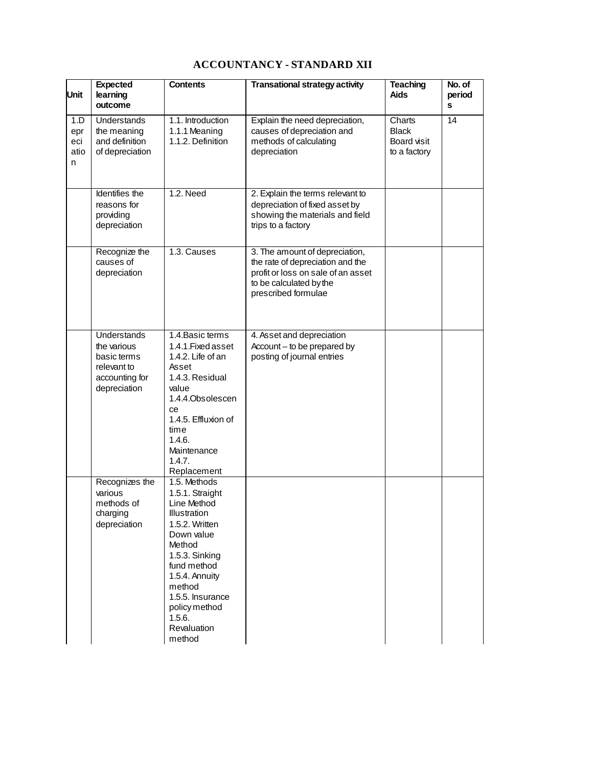# ACCOUNTANCY - STANDARD XII

| Unit | Expected learning outcome | Contents | Transational strategy activity | Teaching Aids | No. of periods |
|---|---|---|---|---|---|
| 1.Depreciation | Understands the meaning and definition of depreciation | 1.1. Introduction<br>1.1.1 Meaning<br>1.1.2. Definition | Explain the need depreciation, causes of depreciation and methods of calculating depreciation | Charts<br>Black Board visit to a factory | 14 |
| | Identifies the reasons for providing depreciation | 1.2. Need | 2. Explain the terms relevant to depreciation of fixed asset by showing the materials and field trips to a factory | | |
| | Recognize the causes of depreciation | 1.3. Causes | 3. The amount of depreciation, the rate of depreciation and the profit or loss on sale of an asset to be calculated by the prescribed formulae | | |
| | Understands the various basic terms relevant to accounting for depreciation | 1.4.Basic terms<br>1.4.1.Fixed asset<br>1.4.2. Life of an Asset<br>1.4.3. Residual value<br>1.4.4.Obsolescence<br>1.4.5. Effluxion of time<br>1.4.6. Maintenance<br>1.4.7. Replacement | 4. Asset and depreciation Account – to be prepared by posting of journal entries | | |
| | Recognizes the various methods of charging depreciation | 1.5. Methods<br>1.5.1. Straight Line Method Illustration<br>1.5.2. Written Down value Method<br>1.5.3. Sinking fund method<br>1.5.4. Annuity method<br>1.5.5. Insurance policy method<br>1.5.6. Revaluation method | | | |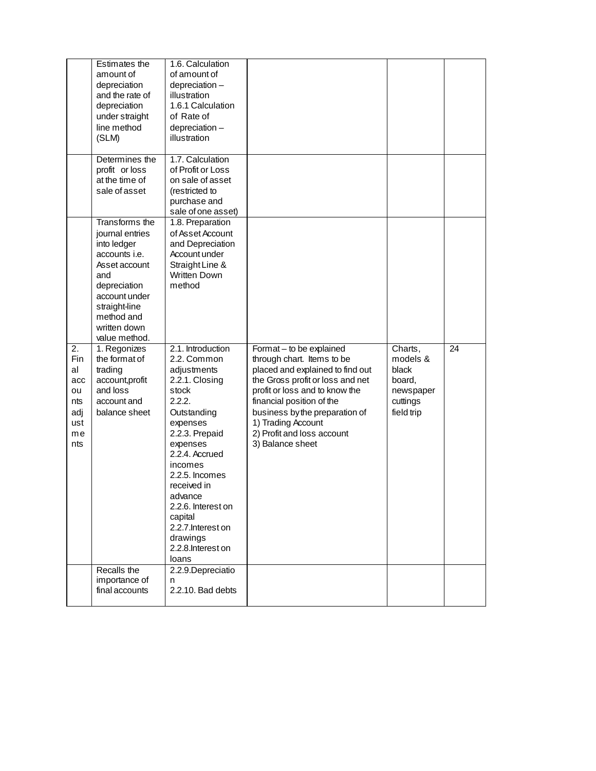| | | | | | |
|---|---|---|---|---|---|
| | Estimates the amount of depreciation and the rate of depreciation under straight line method (SLM) | 1.6. Calculation of amount of depreciation – illustration<br>1.6.1 Calculation of Rate of depreciation – illustration | | | |
| | Determines the profit or loss at the time of sale of asset | 1.7. Calculation of Profit or Loss on sale of asset (restricted to purchase and sale of one asset) | | | |
| | Transforms the journal entries into ledger accounts i.e. Asset account and depreciation account under straight-line method and written down value method. | 1.8. Preparation of Asset Account and Depreciation Account under Straight Line & Written Down method | | | |
| 2. Final accounts adjustments | 1. Regonizes the format of trading account,profit and loss account and balance sheet | 2.1. Introduction<br>2.2. Common adjustments<br>2.2.1. Closing stock<br>2.2.2. Outstanding expenses<br>2.2.3. Prepaid expenses<br>2.2.4. Accrued incomes<br>2.2.5. Incomes received in advance<br>2.2.6. Interest on capital<br>2.2.7.Interest on drawings<br>2.2.8.Interest on loans | Format – to be explained through chart. Items to be placed and explained to find out the Gross profit or loss and net profit or loss and to know the financial position of the business by the preparation of<br>1) Trading Account<br>2) Profit and loss account<br>3) Balance sheet | Charts, models & black board, newspaper cuttings field trip | 24 |
| | Recalls the importance of final accounts | 2.2.9.Depreciation<br>2.2.10. Bad debts | | | |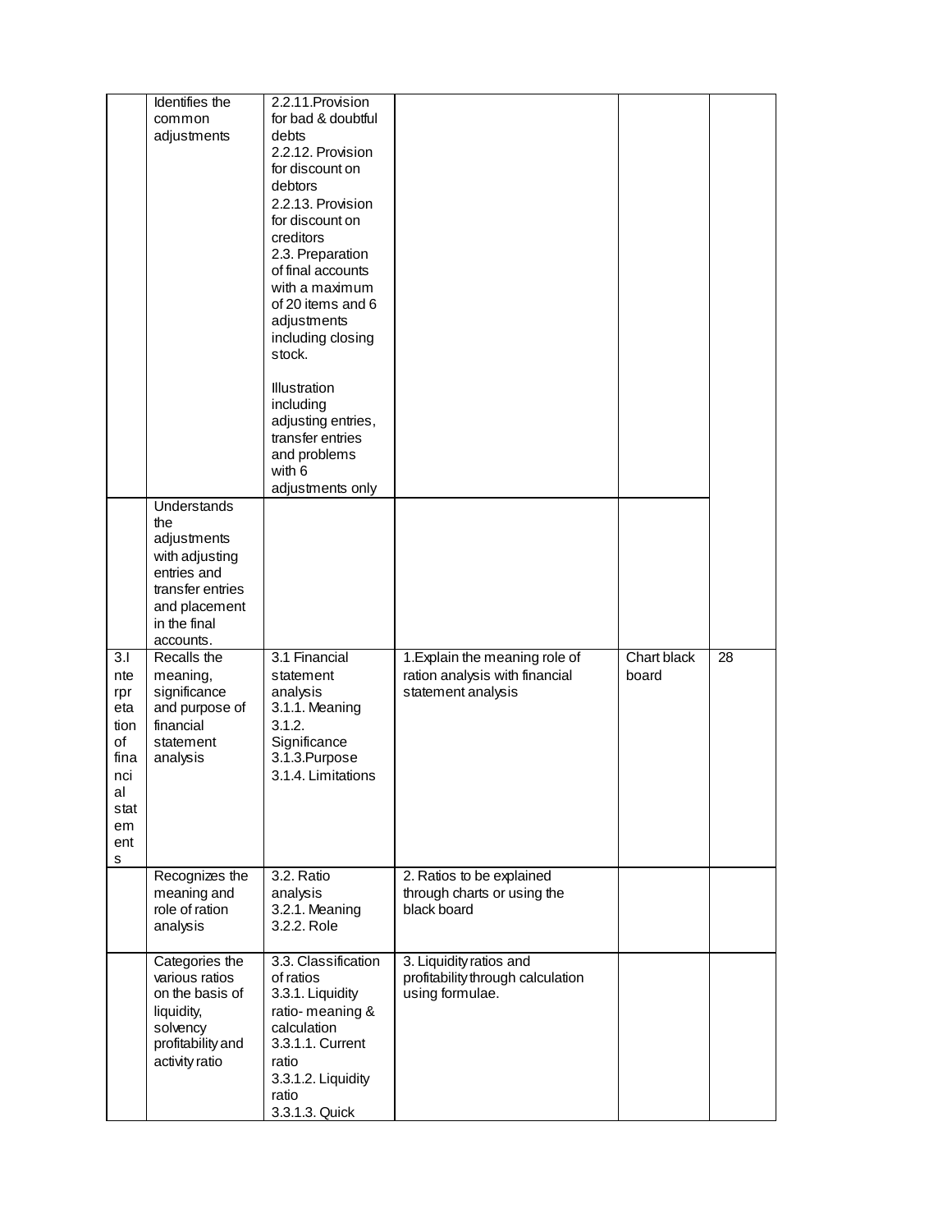| | | | | | |
|---|---|---|---|---|---|
| | Identifies the common adjustments | 2.2.11.Provision for bad & doubtful debts<br>2.2.12. Provision for discount on debtors<br>2.2.13. Provision for discount on creditors<br>2.3. Preparation of final accounts with a maximum of 20 items and 6 adjustments including closing stock.<br><br>Illustration including adjusting entries, transfer entries and problems with 6 adjustments only | | | |
| | Understands the adjustments with adjusting entries and transfer entries and placement in the final accounts. | | | | |
| 3.Interpretation of financial statements | Recalls the meaning, significance and purpose of financial statement analysis | 3.1 Financial statement analysis<br>3.1.1. Meaning<br>3.1.2. Significance<br>3.1.3.Purpose<br>3.1.4. Limitations | 1.Explain the meaning role of ration analysis with financial statement analysis | Chart black board | 28 |
| | Recognizes the meaning and role of ration analysis | 3.2. Ratio analysis<br>3.2.1. Meaning<br>3.2.2. Role | 2. Ratios to be explained through charts or using the black board | | |
| | Categories the various ratios on the basis of liquidity, solvency profitability and activity ratio | 3.3. Classification of ratios<br>3.3.1. Liquidity ratio- meaning & calculation<br>3.3.1.1. Current ratio<br>3.3.1.2. Liquidity ratio<br>3.3.1.3. Quick | 3. Liquidity ratios and profitability through calculation using formulae. | | |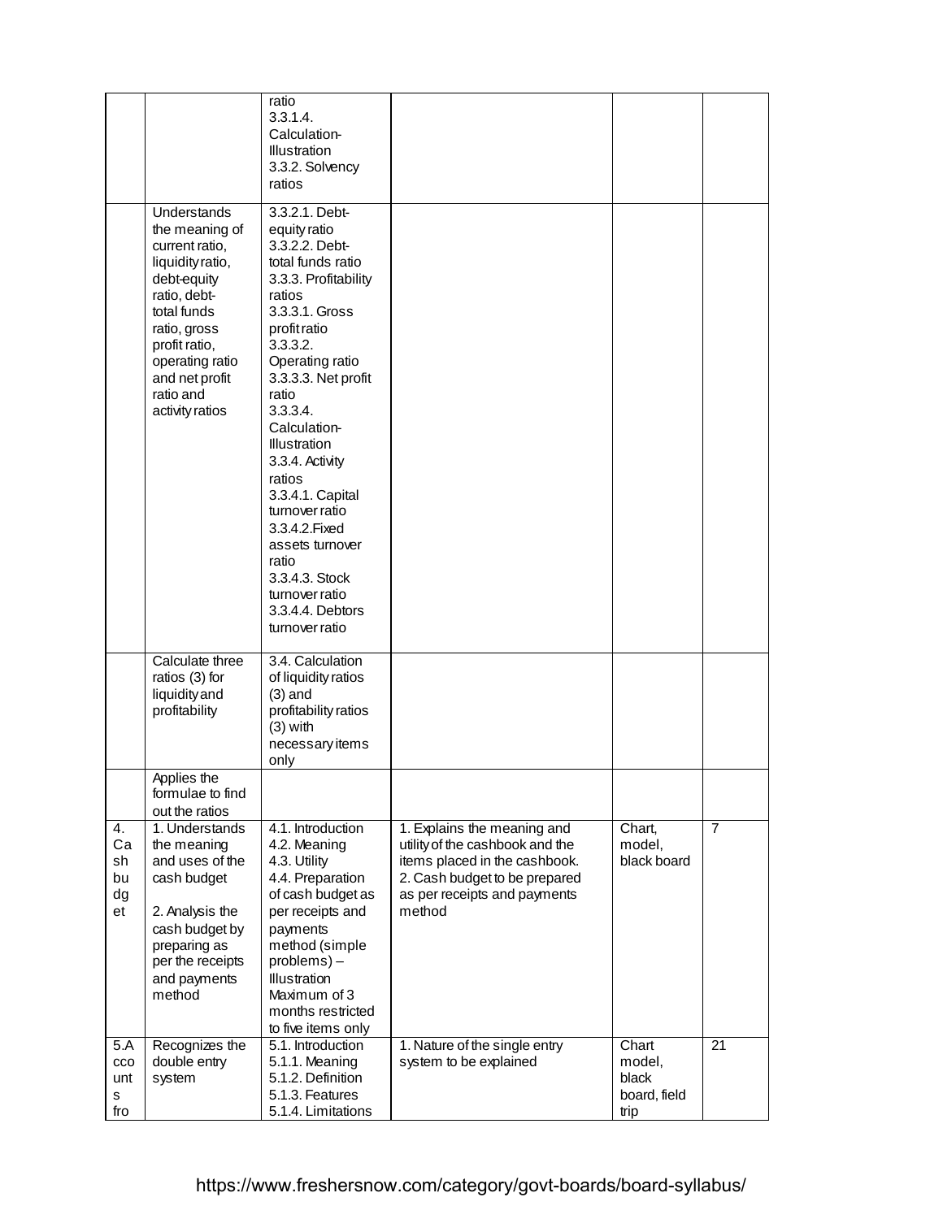| | | | | | |
|---|---|---|---|---|---|
| | | ratio<br>3.3.1.4. Calculation-Illustration<br>3.3.2. Solvency ratios | | | |
| | Understands the meaning of current ratio, liquidity ratio, debt-equity ratio, debt-total funds ratio, gross profit ratio, operating ratio and net profit ratio and activity ratios | 3.3.2.1. Debt-equity ratio<br>3.3.2.2. Debt-total funds ratio<br>3.3.3. Profitability ratios<br>3.3.3.1. Gross profit ratio<br>3.3.3.2. Operating ratio<br>3.3.3.3. Net profit ratio<br>3.3.3.4. Calculation-Illustration<br>3.3.4. Activity ratios<br>3.3.4.1. Capital turnover ratio<br>3.3.4.2.Fixed assets turnover ratio<br>3.3.4.3. Stock turnover ratio<br>3.3.4.4. Debtors turnover ratio | | | |
| | Calculate three ratios (3) for liquidity and profitability | 3.4. Calculation of liquidity ratios (3) and profitability ratios (3) with necessary items only | | | |
| | Applies the formulae to find out the ratios | | | | |
| 4. Cash budget | 1. Understands the meaning and uses of the cash budget<br><br>2. Analysis the cash budget by preparing as per the receipts and payments method | 4.1. Introduction<br>4.2. Meaning<br>4.3. Utility<br>4.4. Preparation of cash budget as per receipts and payments method (simple problems) – Illustration Maximum of 3 months restricted to five items only | 1. Explains the meaning and utility of the cashbook and the items placed in the cashbook.<br>2. Cash budget to be prepared as per receipts and payments method | Chart, model, black board | 7 |
| 5.Accounts fro | Recognizes the double entry system | 5.1. Introduction<br>5.1.1. Meaning<br>5.1.2. Definition<br>5.1.3. Features<br>5.1.4. Limitations | 1. Nature of the single entry system to be explained | Chart model, black board, field trip | 21 |

https://www.freshersnow.com/category/govt-boards/board-syllabus/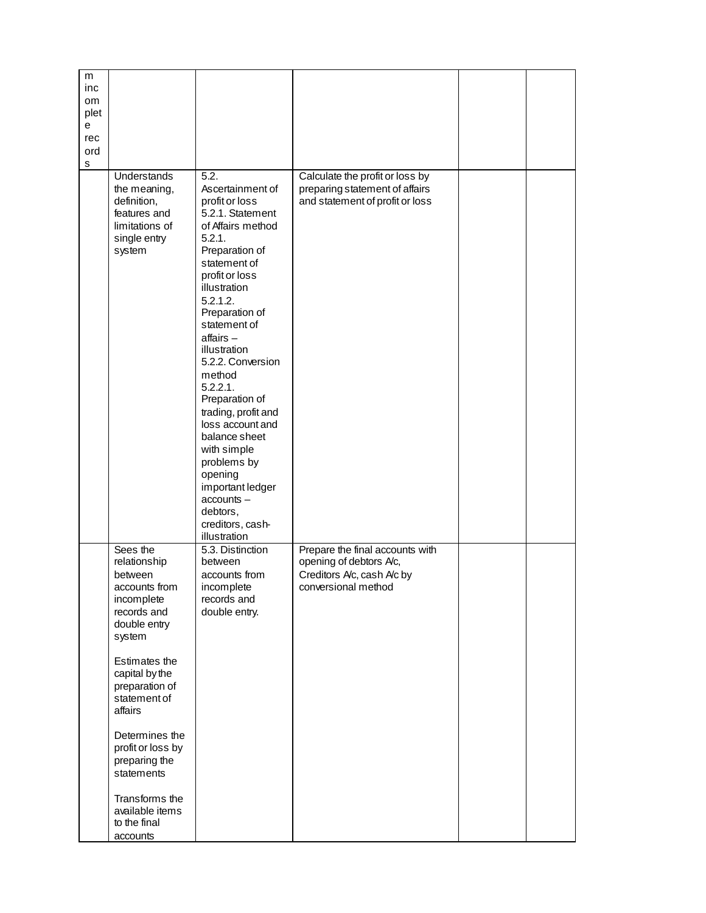| | | | | | |
|---|---|---|---|---|---|
| m incomplete records | | | | | |
| | Understands the meaning, definition, features and limitations of single entry system | 5.2. Ascertainment of profit or loss<br>5.2.1. Statement of Affairs method<br>5.2.1. Preparation of statement of profit or loss illustration<br>5.2.1.2. Preparation of statement of affairs – illustration<br>5.2.2. Conversion method<br>5.2.2.1. Preparation of trading, profit and loss account and balance sheet with simple problems by opening important ledger accounts – debtors, creditors, cash-illustration | Calculate the profit or loss by preparing statement of affairs and statement of profit or loss | | |
| | Sees the relationship between accounts from incomplete records and double entry system<br><br>Estimates the capital by the preparation of statement of affairs<br><br>Determines the profit or loss by preparing the statements<br><br>Transforms the available items to the final accounts | 5.3. Distinction between accounts from incomplete records and double entry. | Prepare the final accounts with opening of debtors A/c, Creditors A/c, cash A/c by conversional method | | |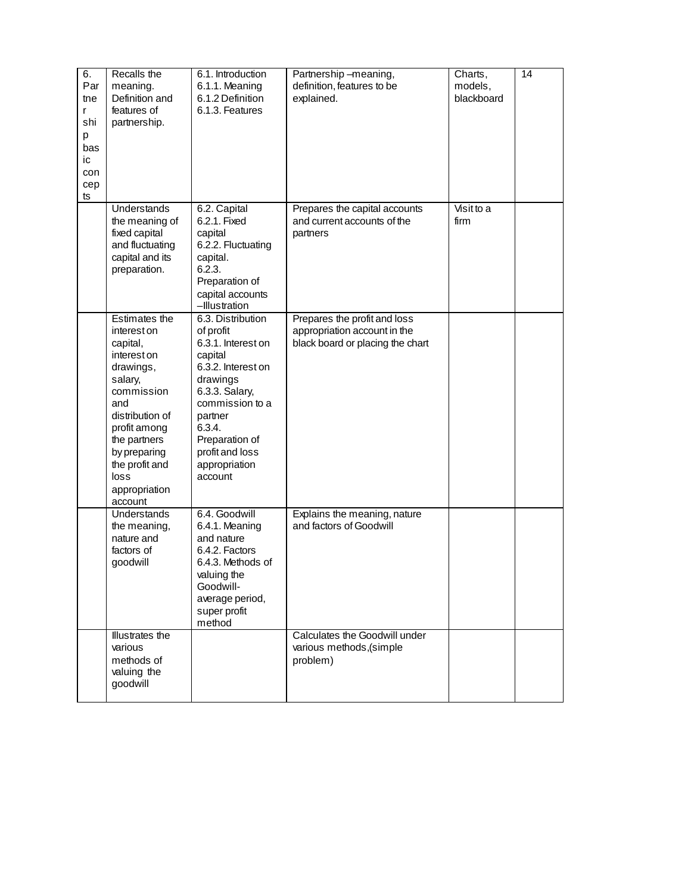| 6. Partner ship basic concepts | Recalls the meaning. Definition and features of partnership. | 6.1. Introduction 6.1.1. Meaning 6.1.2 Definition 6.1.3. Features | Partnership –meaning, definition, features to be explained. | Charts, models, blackboard | 14 |
|---|---|---|---|---|---|
| | Understands the meaning of fixed capital and fluctuating capital and its preparation. | 6.2. Capital 6.2.1. Fixed capital 6.2.2. Fluctuating capital. 6.2.3. Preparation of capital accounts –Illustration | Prepares the capital accounts and current accounts of the partners | Visit to a firm | |
| | Estimates the interest on capital, interest on drawings, salary, commission and distribution of profit among the partners by preparing the profit and loss appropriation account | 6.3. Distribution of profit 6.3.1. Interest on capital 6.3.2. Interest on drawings 6.3.3. Salary, commission to a partner 6.3.4. Preparation of profit and loss appropriation account | Prepares the profit and loss appropriation account in the black board or placing the chart | | |
| | Understands the meaning, nature and factors of goodwill | 6.4. Goodwill 6.4.1. Meaning and nature 6.4.2. Factors 6.4.3. Methods of valuing the Goodwill- average period, super profit method | Explains the meaning, nature and factors of Goodwill | | |
| | Illustrates the various methods of valuing the goodwill | | Calculates the Goodwill under various methods,(simple problem) | | |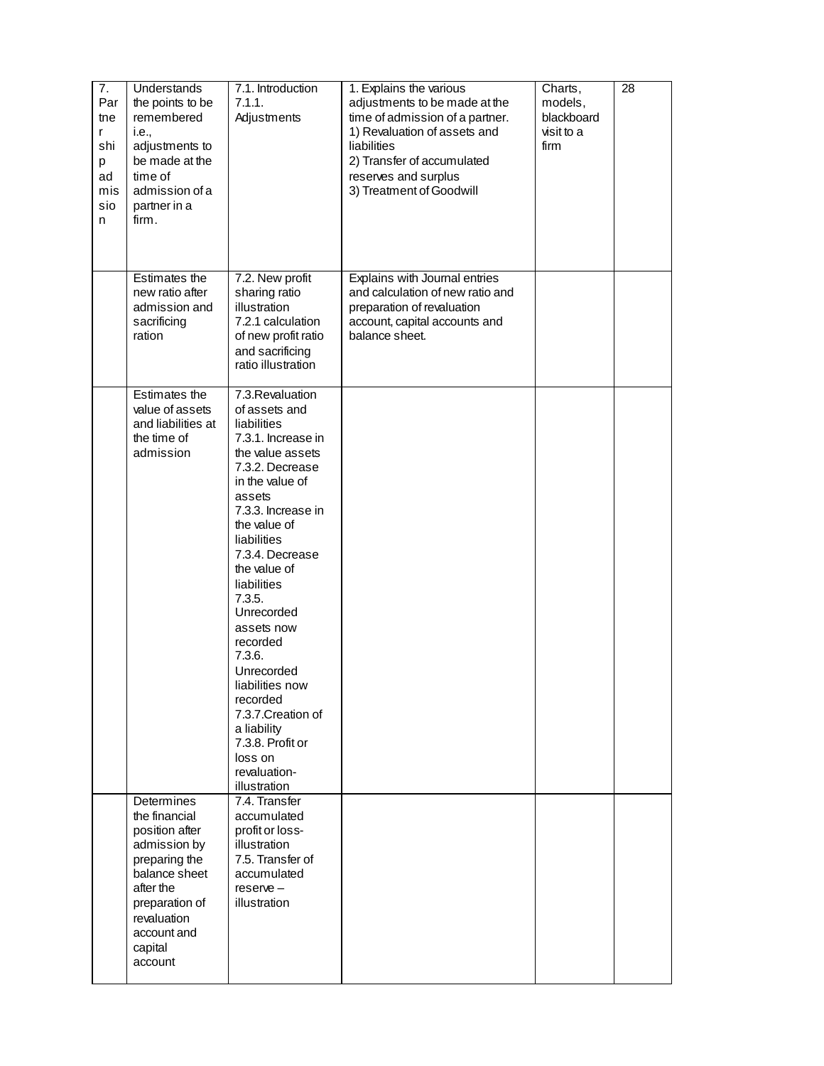| 7. Partnership admission | Understands the points to be remembered i.e., adjustments to be made at the time of admission of a partner in a firm. | 7.1. Introduction 7.1.1. Adjustments | 1. Explains the various adjustments to be made at the time of admission of a partner. 1) Revaluation of assets and liabilities 2) Transfer of accumulated reserves and surplus 3) Treatment of Goodwill | Charts, models, blackboard visit to a firm | 28 |
|---|---|---|---|---|---|
| | Estimates the new ratio after admission and sacrificing ration | 7.2. New profit sharing ratio illustration 7.2.1 calculation of new profit ratio and sacrificing ratio illustration | Explains with Journal entries and calculation of new ratio and preparation of revaluation account, capital accounts and balance sheet. | | |
| | Estimates the value of assets and liabilities at the time of admission | 7.3.Revaluation of assets and liabilities 7.3.1. Increase in the value assets 7.3.2. Decrease in the value of assets 7.3.3. Increase in the value of liabilities 7.3.4. Decrease the value of liabilities 7.3.5. Unrecorded assets now recorded 7.3.6. Unrecorded liabilities now recorded 7.3.7.Creation of a liability 7.3.8. Profit or loss on revaluation-illustration | | | |
| | Determines the financial position after admission by preparing the balance sheet after the preparation of revaluation account and capital account | 7.4. Transfer accumulated profit or loss-illustration 7.5. Transfer of accumulated reserve – illustration | | | |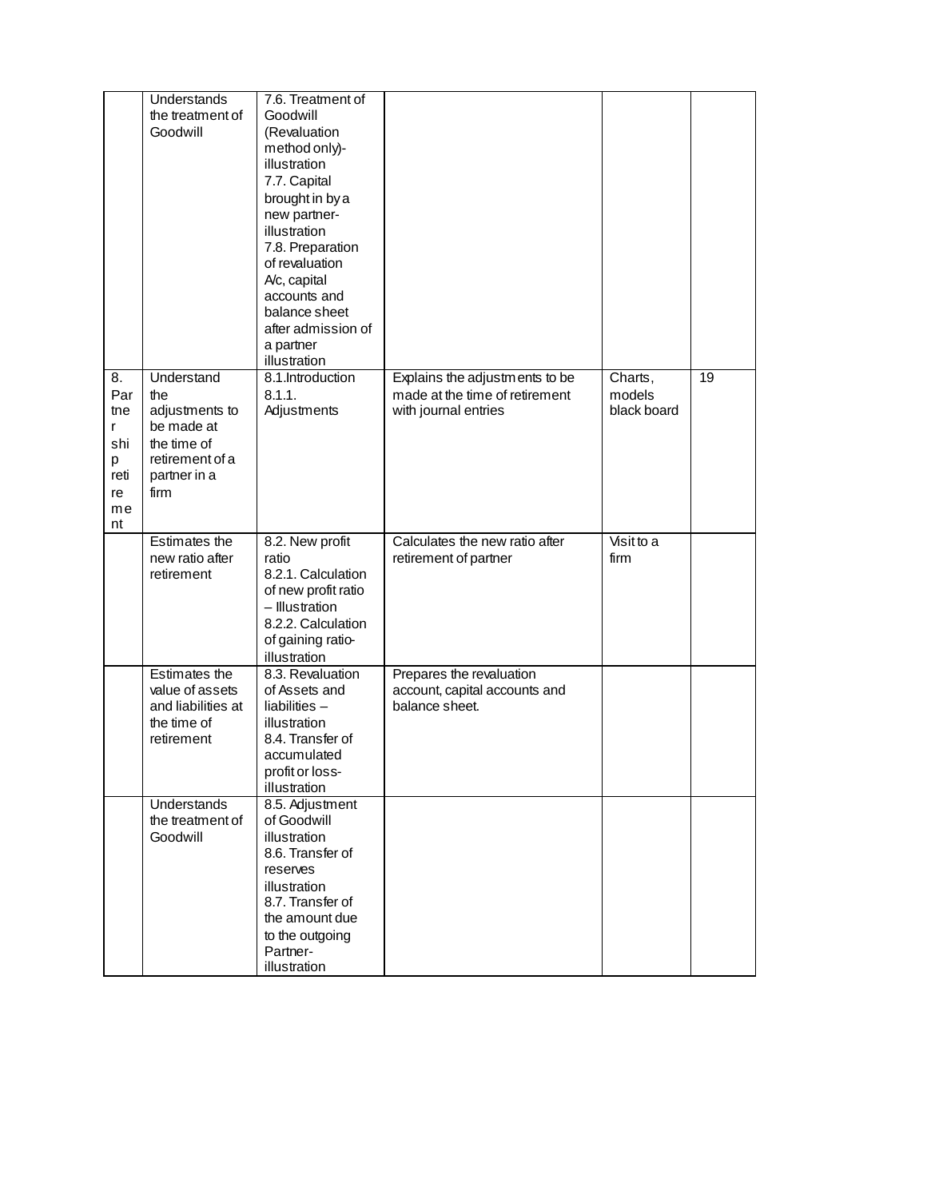| | | | | | |
|---|---|---|---|---|---|
| | Understands the treatment of Goodwill | 7.6. Treatment of Goodwill (Revaluation method only)- illustration<br>7.7. Capital brought in by a new partner- illustration<br>7.8. Preparation of revaluation A/c, capital accounts and balance sheet after admission of a partner illustration | | | |
| 8. Partner ship retirement | Understand the adjustments to be made at the time of retirement of a partner in a firm | 8.1.Introduction<br>8.1.1. Adjustments | Explains the adjustments to be made at the time of retirement with journal entries | Charts, models black board | 19 |
| | Estimates the new ratio after retirement | 8.2. New profit ratio<br>8.2.1. Calculation of new profit ratio – Illustration<br>8.2.2. Calculation of gaining ratio- illustration | Calculates the new ratio after retirement of partner | Visit to a firm | |
| | Estimates the value of assets and liabilities at the time of retirement | 8.3. Revaluation of Assets and liabilities – illustration<br>8.4. Transfer of accumulated profit or loss- illustration | Prepares the revaluation account, capital accounts and balance sheet. | | |
| | Understands the treatment of Goodwill | 8.5. Adjustment of Goodwill illustration<br>8.6. Transfer of reserves illustration<br>8.7. Transfer of the amount due to the outgoing Partner- illustration | | | |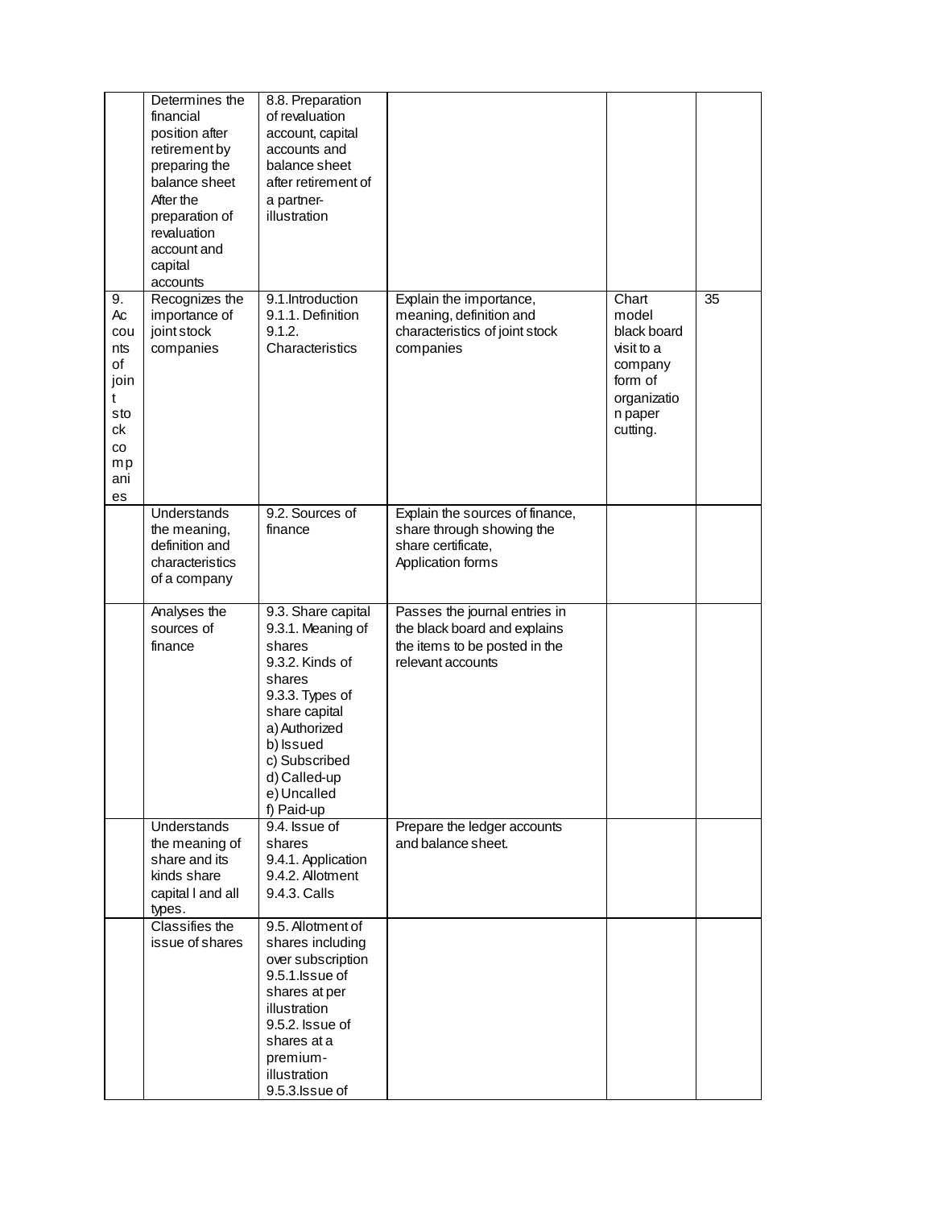| | | | | | |
|---|---|---|---|---|---|
| | Determines the financial position after retirement by preparing the balance sheet After the preparation of revaluation account and capital accounts | 8.8. Preparation of revaluation account, capital accounts and balance sheet after retirement of a partner-illustration | | | |
| 9. Accounts of joint stock companies | Recognizes the importance of joint stock companies | 9.1.Introduction<br>9.1.1. Definition<br>9.1.2. Characteristics | Explain the importance, meaning, definition and characteristics of joint stock companies | Chart model black board visit to a company form of organization paper cutting. | 35 |
| | Understands the meaning, definition and characteristics of a company | 9.2. Sources of finance | Explain the sources of finance, share through showing the share certificate, Application forms | | |
| | Analyses the sources of finance | 9.3. Share capital<br>9.3.1. Meaning of shares<br>9.3.2. Kinds of shares<br>9.3.3. Types of share capital<br>a) Authorized<br>b) Issued<br>c) Subscribed<br>d) Called-up<br>e) Uncalled<br>f) Paid-up | Passes the journal entries in the black board and explains the items to be posted in the relevant accounts | | |
| | Understands the meaning of share and its kinds share capital l and all types. | 9.4. Issue of shares<br>9.4.1. Application<br>9.4.2. Allotment<br>9.4.3. Calls | Prepare the ledger accounts and balance sheet. | | |
| | Classifies the issue of shares | 9.5. Allotment of shares including over subscription<br>9.5.1.Issue of shares at per illustration<br>9.5.2. Issue of shares at a premium-illustration<br>9.5.3.Issue of | | | |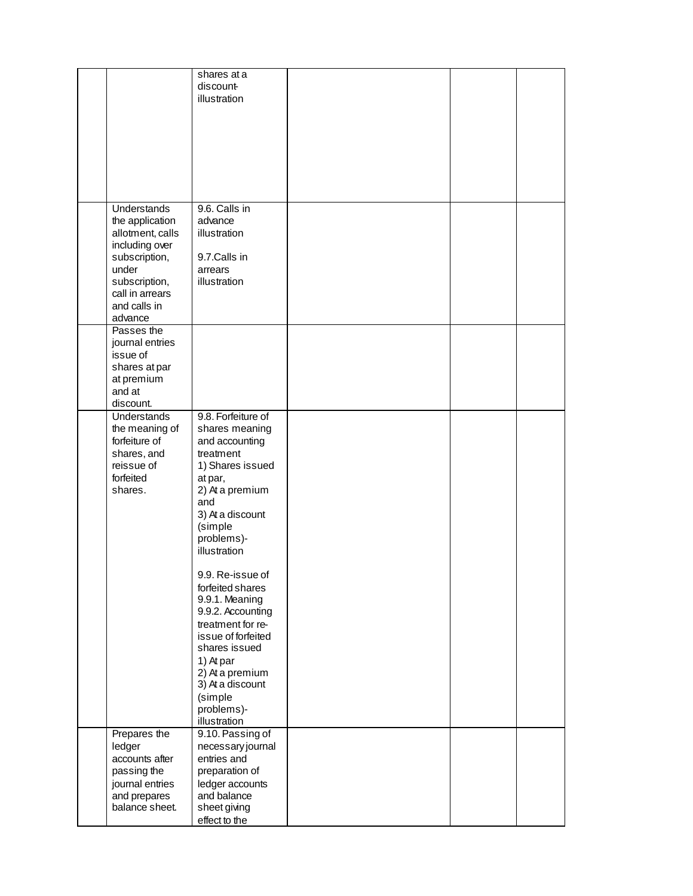| | | | | | |
|---|---|---|---|---|---|
| | | shares at a discount-illustration | | | |
| | Understands the application allotment, calls including over subscription, under subscription, call in arrears and calls in advance | 9.6. Calls in advance illustration<br><br>9.7.Calls in arrears illustration | | | |
| | Passes the journal entries issue of shares at par at premium and at discount. | | | | |
| | Understands the meaning of forfeiture of shares, and reissue of forfeited shares. | 9.8. Forfeiture of shares meaning and accounting treatment<br>1) Shares issued at par,<br>2) At a premium and<br>3) At a discount (simple problems)-illustration<br><br>9.9. Re-issue of forfeited shares<br>9.9.1. Meaning<br>9.9.2. Accounting treatment for re-issue of forfeited shares issued<br>1) At par<br>2) At a premium<br>3) At a discount (simple problems)-illustration | | | |
| | Prepares the ledger accounts after passing the journal entries and prepares balance sheet. | 9.10. Passing of necessary journal entries and preparation of ledger accounts and balance sheet giving effect to the | | | |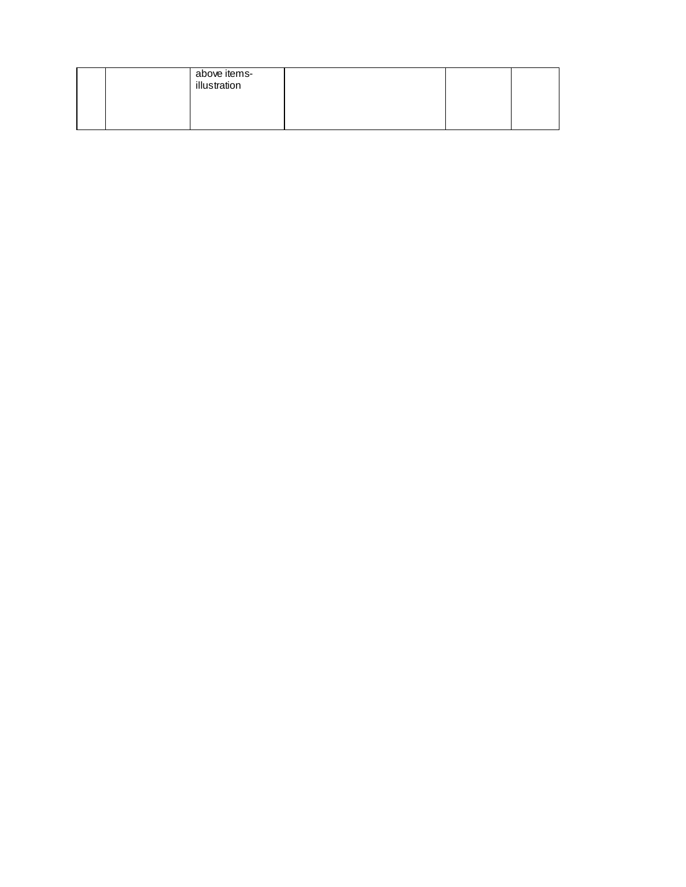| | | | | | |
|---|---|---|---|---|---|
| | | above items-illustration | | | |